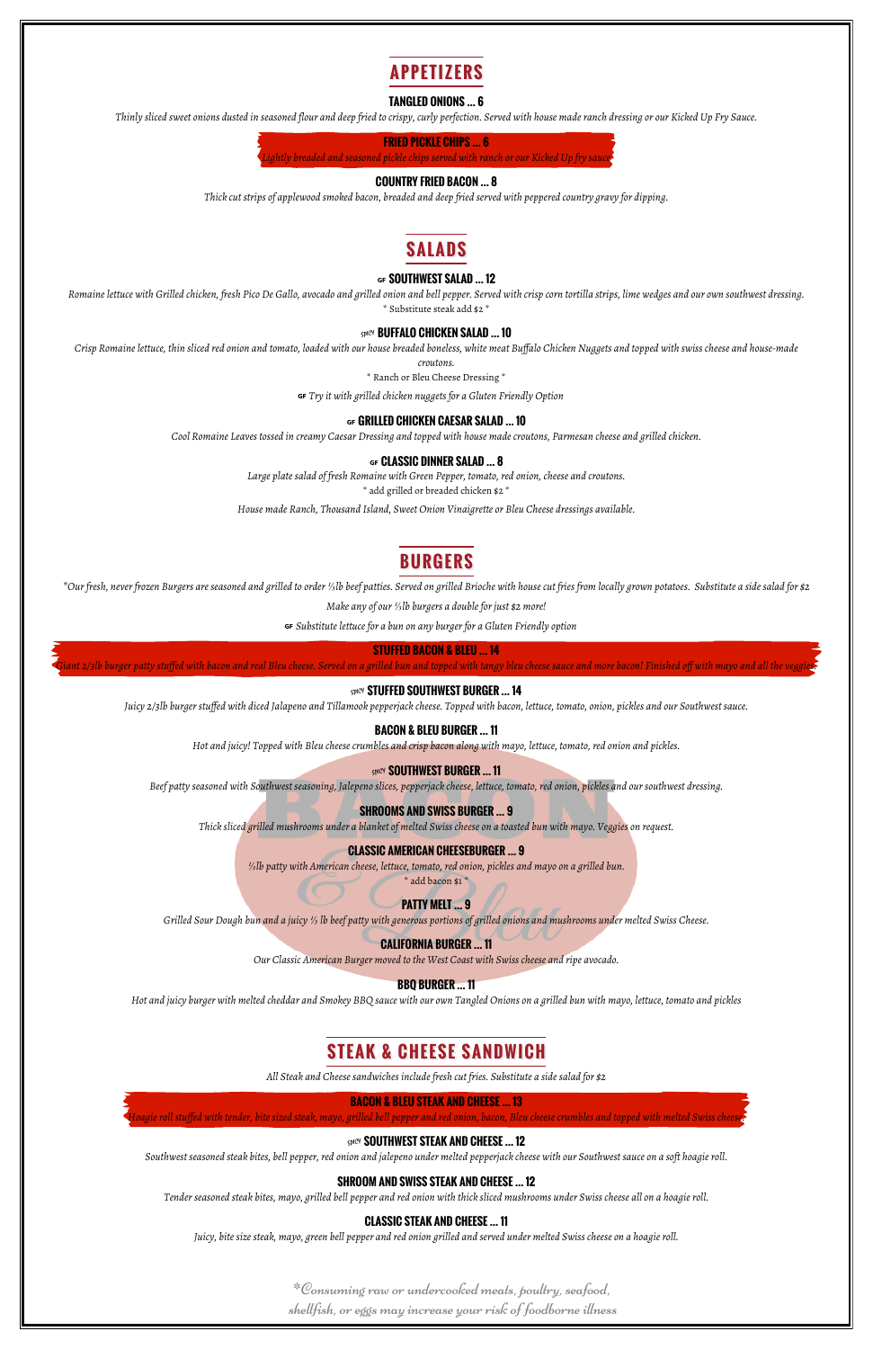# APPETIZERS

**TANGLED ONIONS ... 6**

*Thinly sliced sweet onions dusted in seasoned flour and deep fried to crispy, curly perfection. Served with house made ranch dressing or our Kicked Up Fry Sauce.*

**FRIED PICKLE CHIPS ... 6**

*Lightly breaded and seasoned pickle chips served with ranch or our Kicked Up fry sauce*

**COUNTRY FRIED BACON ... 8**

*Thick cut strips of applewood smoked bacon, breaded and deep fried served with peppered country gravy for dipping.*

# SALADS

GF **SOUTHWEST SALAD ... 12**

*Romaine lettuce with Grilled chicken, fresh Pico De Gallo, avocado and grilled onion and bell pepper. Served with crisp corn tortilla strips, lime wedges and our own southwest dressing.*

* Substitute steak add $2 *

SPICY **BUFFALO CHICKEN SALAD ... 10**

*Crisp Romaine lettuce, thin sliced red onion and tomato, loaded with our house breaded boneless, white meat Buffalo Chicken Nuggets and topped with swiss cheese and house-made croutons.*

* Ranch or Bleu Cheese Dressing *

GF *Try it with grilled chicken nuggets for a Gluten Friendly Option*

GF **GRILLED CHICKEN CAESAR SALAD ... 10**

*Cool Romaine Leaves tossed in creamy Caesar Dressing and topped with house made croutons, Parmesan cheese and grilled chicken.*

GF **CLASSIC DINNER SALAD ... 8**

*Large plate salad of fresh Romaine with Green Pepper, tomato, red onion, cheese and croutons.*

* add grilled or breaded chicken $2 *

*House made Ranch, Thousand Island, Sweet Onion Vinaigrette or Bleu Cheese dressings available.*

# BURGERS

*Our fresh, never frozen Burgers are seasoned and grilled to order ⅓lb beef patties. Served on grilled Brioche with house cut fries from locally grown potatoes. Substitute a side salad for $2*

*Make any of our ⅓lb burgers a double for just $2 more!*

GF *Substitute lettuce for a bun on any burger for a Gluten Friendly option*

**STUFFED BACON & BLEU ... 14**

*Giant 2/3lb burger patty stuffed with bacon and real Bleu cheese. Served on a grilled bun and topped with tangy bleu cheese sauce and more bacon! Finished off with mayo and all the veggies*

SPICY **STUFFED SOUTHWEST BURGER ... 14**

*Juicy 2/3lb burger stuffed with diced Jalapeno and Tillamook pepperjack cheese. Topped with bacon, lettuce, tomato, onion, pickles and our Southwest sauce.*

**BACON & BLEU BURGER ... 11**

*Hot and juicy! Topped with Bleu cheese crumbles and crisp bacon along with mayo, lettuce, tomato, red onion and pickles.*

SPICY **SOUTHWEST BURGER ... 11**

*Beef patty seasoned with Southwest seasoning, Jalepeno slices, pepperjack cheese, lettuce, tomato, red onion, pickles and our southwest dressing.*

**SHROOMS AND SWISS BURGER ... 9**

*Thick sliced grilled mushrooms under a blanket of melted Swiss cheese on a toasted bun with mayo. Veggies on request.*

**CLASSIC AMERICAN CHEESEBURGER ... 9**

*⅓lb patty with American cheese, lettuce, tomato, red onion, pickles and mayo on a grilled bun.*

* add bacon $1 *

**PATTY MELT ... 9**

*Grilled Sour Dough bun and a juicy ⅓ lb beef patty with generous portions of grilled onions and mushrooms under melted Swiss Cheese.*

**CALIFORNIA BURGER ... 11**

*Our Classic American Burger moved to the West Coast with Swiss cheese and ripe avocado.*

**BBQ BURGER ... 11**

*Hot and juicy burger with melted cheddar and Smokey BBQ sauce with our own Tangled Onions on a grilled bun with mayo, lettuce, tomato and pickles*

# STEAK & CHEESE SANDWICH

*All Steak and Cheese sandwiches include fresh cut fries. Substitute a side salad for $2*

**BACON & BLEU STEAK AND CHEESE ... 13**

*Hoagie roll stuffed with tender, bite sized steak, mayo, grilled bell pepper and red onion, bacon, Bleu cheese crumbles and topped with melted Swiss cheese*

SPICY **SOUTHWEST STEAK AND CHEESE ... 12**

*Southwest seasoned steak bites, bell pepper, red onion and jalepeno under melted pepperjack cheese with our Southwest sauce on a soft hoagie roll.*

**SHROOM AND SWISS STEAK AND CHEESE ... 12**

*Tender seasoned steak bites, mayo, grilled bell pepper and red onion with thick sliced mushrooms under Swiss cheese all on a hoagie roll.*

**CLASSIC STEAK AND CHEESE ... 11**

*Juicy, bite size steak, mayo, green bell pepper and red onion grilled and served under melted Swiss cheese on a hoagie roll.*

*\*Consuming raw or undercooked meats, poultry, seafood, shellfish, or eggs may increase your risk of foodborne illness*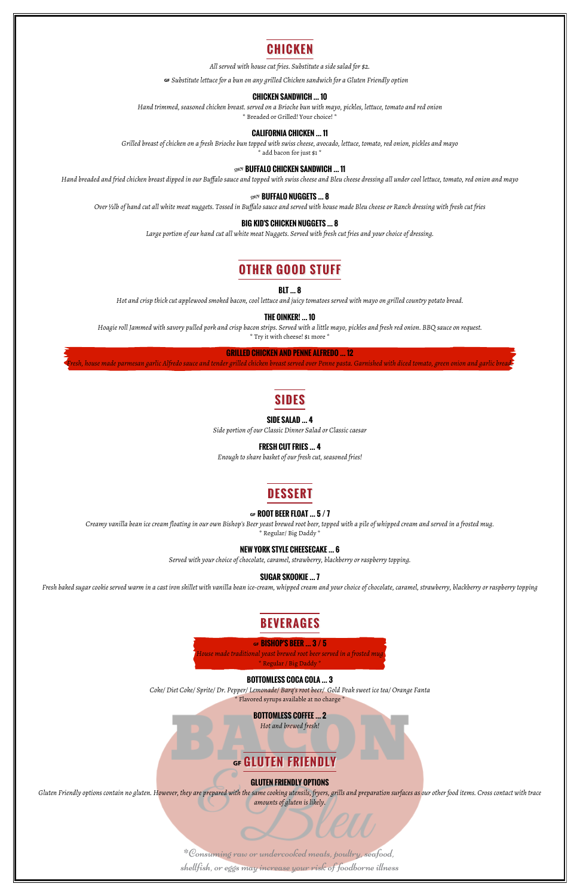## CHICKEN

*All served with house cut fries. Substitute a side salad for $2.*

*GF Substitute lettuce for a bun on any grilled Chicken sandwich for a Gluten Friendly option*

### CHICKEN SANDWICH ... 10

*Hand trimmed, seasoned chicken breast. served on a Brioche bun with mayo, pickles, lettuce, tomato and red onion*

* Breaded or Grilled! Your choice! *

### CALIFORNIA CHICKEN ... 11

*Grilled breast of chicken on a fresh Brioche bun topped with swiss cheese, avocado, lettuce, tomato, red onion, pickles and mayo*

* add bacon for just $1 *

### SPICY BUFFALO CHICKEN SANDWICH ... 11

*Hand breaded and fried chicken breast dipped in our Buffalo sauce and topped with swiss cheese and Bleu cheese dressing all under cool lettuce, tomato, red onion and mayo*

### SPICY BUFFALO NUGGETS ... 8

*Over ½lb of hand cut all white meat nuggets. Tossed in Buffalo sauce and served with house made Bleu cheese or Ranch dressing with fresh cut fries*

### BIG KID'S CHICKEN NUGGETS ... 8

*Large portion of our hand cut all white meat Nuggets. Served with fresh cut fries and your choice of dressing.*

## OTHER GOOD STUFF

### BLT ... 8

*Hot and crisp thick cut applewood smoked bacon, cool lettuce and juicy tomatoes served with mayo on grilled country potato bread.*

### THE OINKER! ... 10

*Hoagie roll Jammed with savory pulled pork and crisp bacon strips. Served with a little mayo, pickles and fresh red onion. BBQ sauce on request.*

* Try it with cheese! $1 more *

### GRILLED CHICKEN AND PENNE ALFREDO ... 12

*Fresh, house made parmesan garlic Alfredo sauce and tender grilled chicken breast served over Penne pasta. Garnished with diced tomato, green onion and garlic bread.*

## SIDES

### SIDE SALAD ... 4

*Side portion of our Classic Dinner Salad or Classic caesar*

### FRESH CUT FRIES ... 4

*Enough to share basket of our fresh cut, seasoned fries!*

## DESSERT

### GF ROOT BEER FLOAT ... 5 / 7

*Creamy vanilla bean ice cream floating in our own Bishop's Beer yeast brewed root beer, topped with a pile of whipped cream and served in a frosted mug.*

* Regular/ Big Daddy *

### NEW YORK STYLE CHEESECAKE ... 6

*Served with your choice of chocolate, caramel, strawberry, blackberry or raspberry topping.*

### SUGAR SKOOKIE ... 7

*Fresh baked sugar cookie served warm in a cast iron skillet with vanilla bean ice-cream, whipped cream and your choice of chocolate, caramel, strawberry, blackberry or raspberry topping*

## BEVERAGES

### GF BISHOP'S BEER ... 3 / 5

*House made traditional yeast brewed root beer served in a frosted mug*

* Regular / Big Daddy *

### BOTTOMLESS COCA COLA ... 3

*Coke/ Diet Coke/ Sprite/ Dr. Pepper/ Lemonade/ Barq's root beer/ Gold Peak sweet ice tea/ Orange Fanta*

* Flavored syrups available at no charge *

### BOTTOMLESS COFFEE ... 2

*Hot and brewed fresh!*

## GF GLUTEN FRIENDLY

### GLUTEN FRIENDLY OPTIONS

*Gluten Friendly options contain no gluten. However, they are prepared with the same cooking utensils, fryers, grills and preparation surfaces as our other food items. Cross contact with trace amounts of gluten is likely.*

*Consuming raw or undercooked meats, poultry, seafood, shellfish, or eggs may increase your risk of foodborne illness